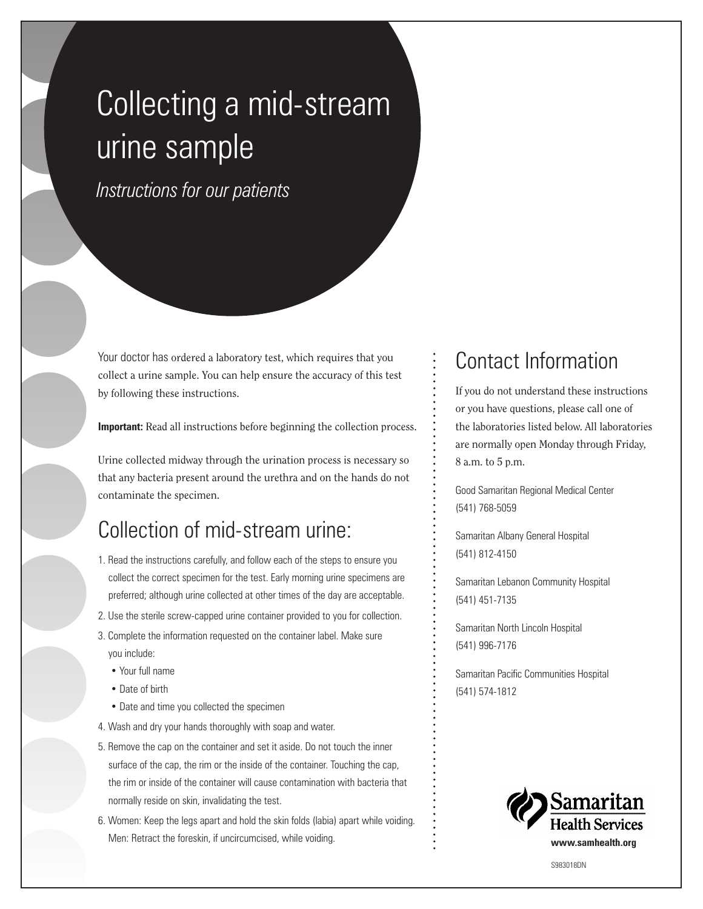# Collecting a mid-stream urine sample

*Instructions for our patients*

Your doctor has ordered a laboratory test, which requires that you collect a urine sample. You can help ensure the accuracy of this test by following these instructions.

**Important:** Read all instructions before beginning the collection process.

Urine collected midway through the urination process is necessary so that any bacteria present around the urethra and on the hands do not contaminate the specimen.

## Collection of mid-stream urine:

1. Read the instructions carefully, and follow each of the steps to ensure you collect the correct specimen for the test. Early morning urine specimens are preferred; although urine collected at other times of the day are acceptable.
2. Use the sterile screw-capped urine container provided to you for collection.
3. Complete the information requested on the container label. Make sure you include:
   - Your full name
   - Date of birth
   - Date and time you collected the specimen
4. Wash and dry your hands thoroughly with soap and water.
5. Remove the cap on the container and set it aside. Do not touch the inner surface of the cap, the rim or the inside of the container. Touching the cap, the rim or inside of the container will cause contamination with bacteria that normally reside on skin, invalidating the test.
6. Women: Keep the legs apart and hold the skin folds (labia) apart while voiding. Men: Retract the foreskin, if uncircumcised, while voiding.

## Contact Information

If you do not understand these instructions or you have questions, please call one of the laboratories listed below. All laboratories are normally open Monday through Friday, 8 a.m. to 5 p.m.

Good Samaritan Regional Medical Center
(541) 768-5059

Samaritan Albany General Hospital
(541) 812-4150

Samaritan Lebanon Community Hospital
(541) 451-7135

Samaritan North Lincoln Hospital
(541) 996-7176

Samaritan Pacific Communities Hospital
(541) 574-1812

Samaritan Health Services
www.samhealth.org

S983018DN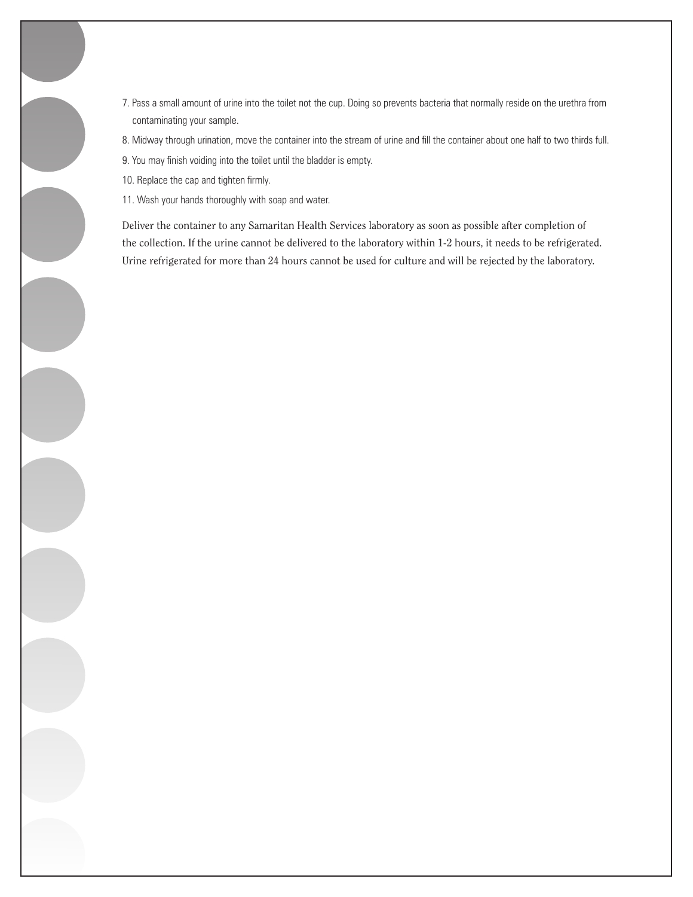7. Pass a small amount of urine into the toilet not the cup. Doing so prevents bacteria that normally reside on the urethra from contaminating your sample.
8. Midway through urination, move the container into the stream of urine and fill the container about one half to two thirds full.
9. You may finish voiding into the toilet until the bladder is empty.
10. Replace the cap and tighten firmly.
11. Wash your hands thoroughly with soap and water.

Deliver the container to any Samaritan Health Services laboratory as soon as possible after completion of the collection. If the urine cannot be delivered to the laboratory within 1-2 hours, it needs to be refrigerated. Urine refrigerated for more than 24 hours cannot be used for culture and will be rejected by the laboratory.